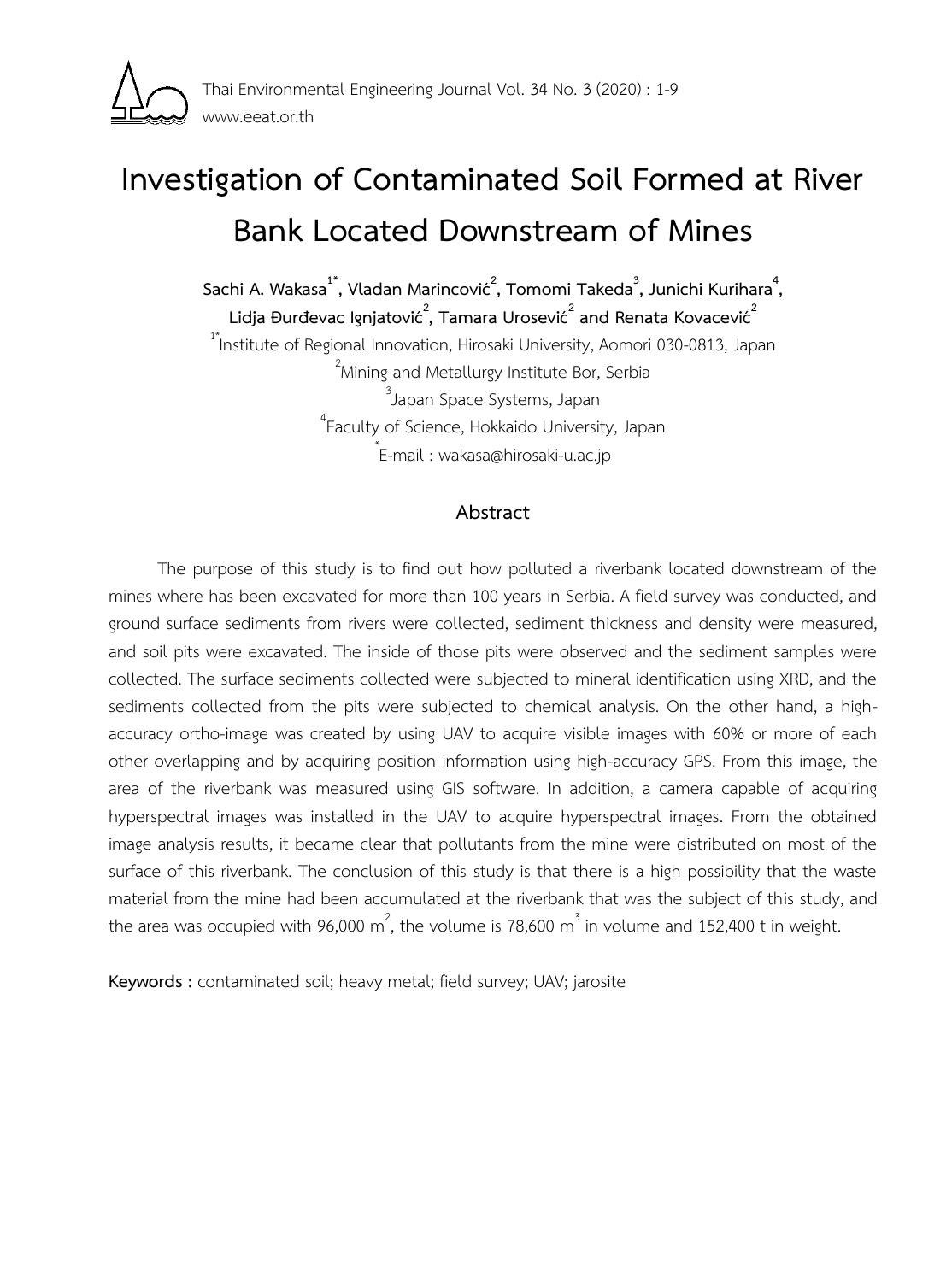# Investigation of Contaminated Soil Formed at River Bank Located Downstream of Mines

**Sachi A. Wakasa[1*], Vladan Marincović[2], Tomomi Takeda[3], Junichi Kurihara[4], Lidja Đurđevac Ignjatović[2], Tamara Urosević[2] and Renata Kovacević[2]**

[1*]Institute of Regional Innovation, Hirosaki University, Aomori 030-0813, Japan

[2]Mining and Metallurgy Institute Bor, Serbia

[3]Japan Space Systems, Japan

[4]Faculty of Science, Hokkaido University, Japan

[*]E-mail : wakasa@hirosaki-u.ac.jp

## Abstract

The purpose of this study is to find out how polluted a riverbank located downstream of the mines where has been excavated for more than 100 years in Serbia. A field survey was conducted, and ground surface sediments from rivers were collected, sediment thickness and density were measured, and soil pits were excavated. The inside of those pits were observed and the sediment samples were collected. The surface sediments collected were subjected to mineral identification using XRD, and the sediments collected from the pits were subjected to chemical analysis. On the other hand, a high-accuracy ortho-image was created by using UAV to acquire visible images with 60% or more of each other overlapping and by acquiring position information using high-accuracy GPS. From this image, the area of the riverbank was measured using GIS software. In addition, a camera capable of acquiring hyperspectral images was installed in the UAV to acquire hyperspectral images. From the obtained image analysis results, it became clear that pollutants from the mine were distributed on most of the surface of this riverbank. The conclusion of this study is that there is a high possibility that the waste material from the mine had been accumulated at the riverbank that was the subject of this study, and the area was occupied with 96,000 $m^2$, the volume is 78,600 $m^3$ in volume and 152,400 t in weight.

**Keywords :** contaminated soil; heavy metal; field survey; UAV; jarosite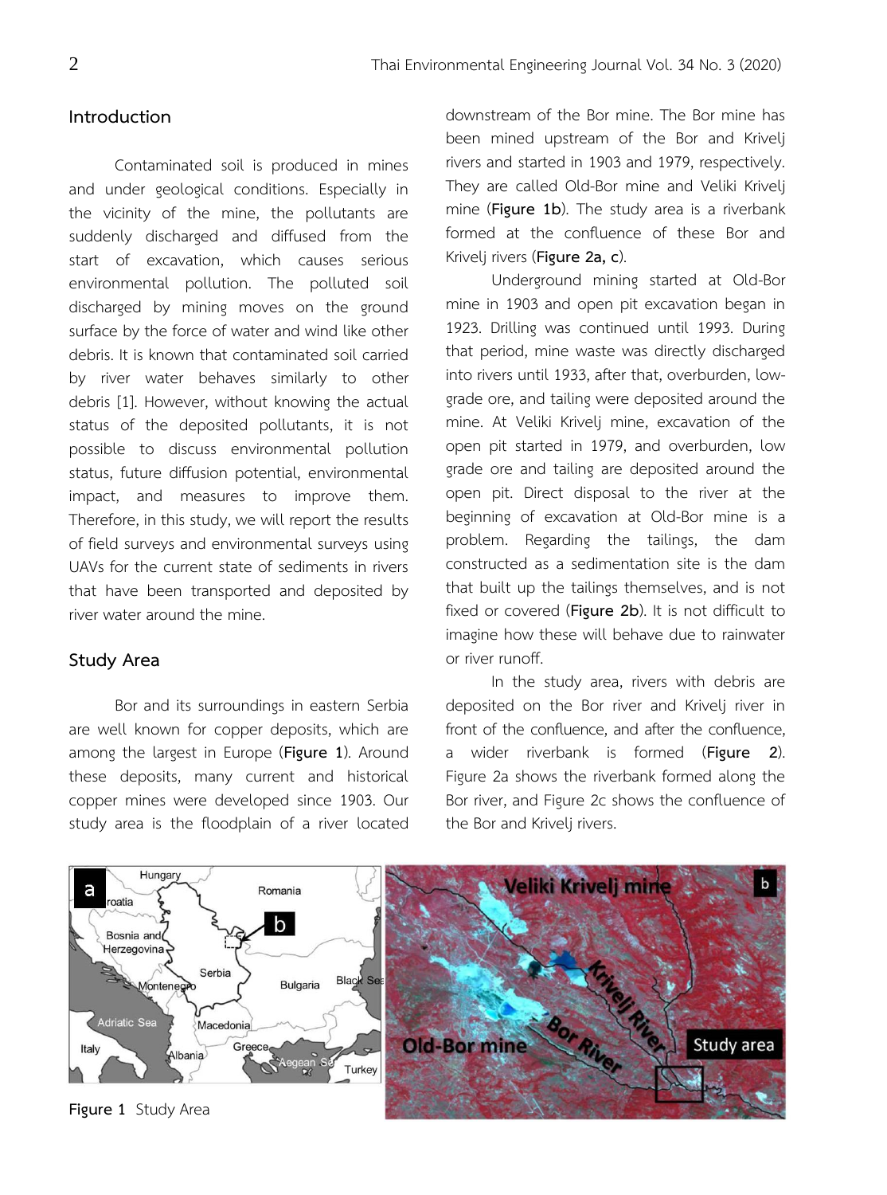## Introduction

Contaminated soil is produced in mines and under geological conditions. Especially in the vicinity of the mine, the pollutants are suddenly discharged and diffused from the start of excavation, which causes serious environmental pollution. The polluted soil discharged by mining moves on the ground surface by the force of water and wind like other debris. It is known that contaminated soil carried by river water behaves similarly to other debris [1]. However, without knowing the actual status of the deposited pollutants, it is not possible to discuss environmental pollution status, future diffusion potential, environmental impact, and measures to improve them. Therefore, in this study, we will report the results of field surveys and environmental surveys using UAVs for the current state of sediments in rivers that have been transported and deposited by river water around the mine.

## Study Area

Bor and its surroundings in eastern Serbia are well known for copper deposits, which are among the largest in Europe (**Figure 1**). Around these deposits, many current and historical copper mines were developed since 1903. Our study area is the floodplain of a river located downstream of the Bor mine. The Bor mine has been mined upstream of the Bor and Krivelj rivers and started in 1903 and 1979, respectively. They are called Old-Bor mine and Veliki Krivelj mine (**Figure 1b**). The study area is a riverbank formed at the confluence of these Bor and Krivelj rivers (**Figure 2a, c**).

Underground mining started at Old-Bor mine in 1903 and open pit excavation began in 1923. Drilling was continued until 1993. During that period, mine waste was directly discharged into rivers until 1933, after that, overburden, low-grade ore, and tailing were deposited around the mine. At Veliki Krivelj mine, excavation of the open pit started in 1979, and overburden, low grade ore and tailing are deposited around the open pit. Direct disposal to the river at the beginning of excavation at Old-Bor mine is a problem. Regarding the tailings, the dam constructed as a sedimentation site is the dam that built up the tailings themselves, and is not fixed or covered (**Figure 2b**). It is not difficult to imagine how these will behave due to rainwater or river runoff.

In the study area, rivers with debris are deposited on the Bor river and Krivelj river in front of the confluence, and after the confluence, a wider riverbank is formed (**Figure 2**). Figure 2a shows the riverbank formed along the Bor river, and Figure 2c shows the confluence of the Bor and Krivelj rivers.

**Figure 1** Study Area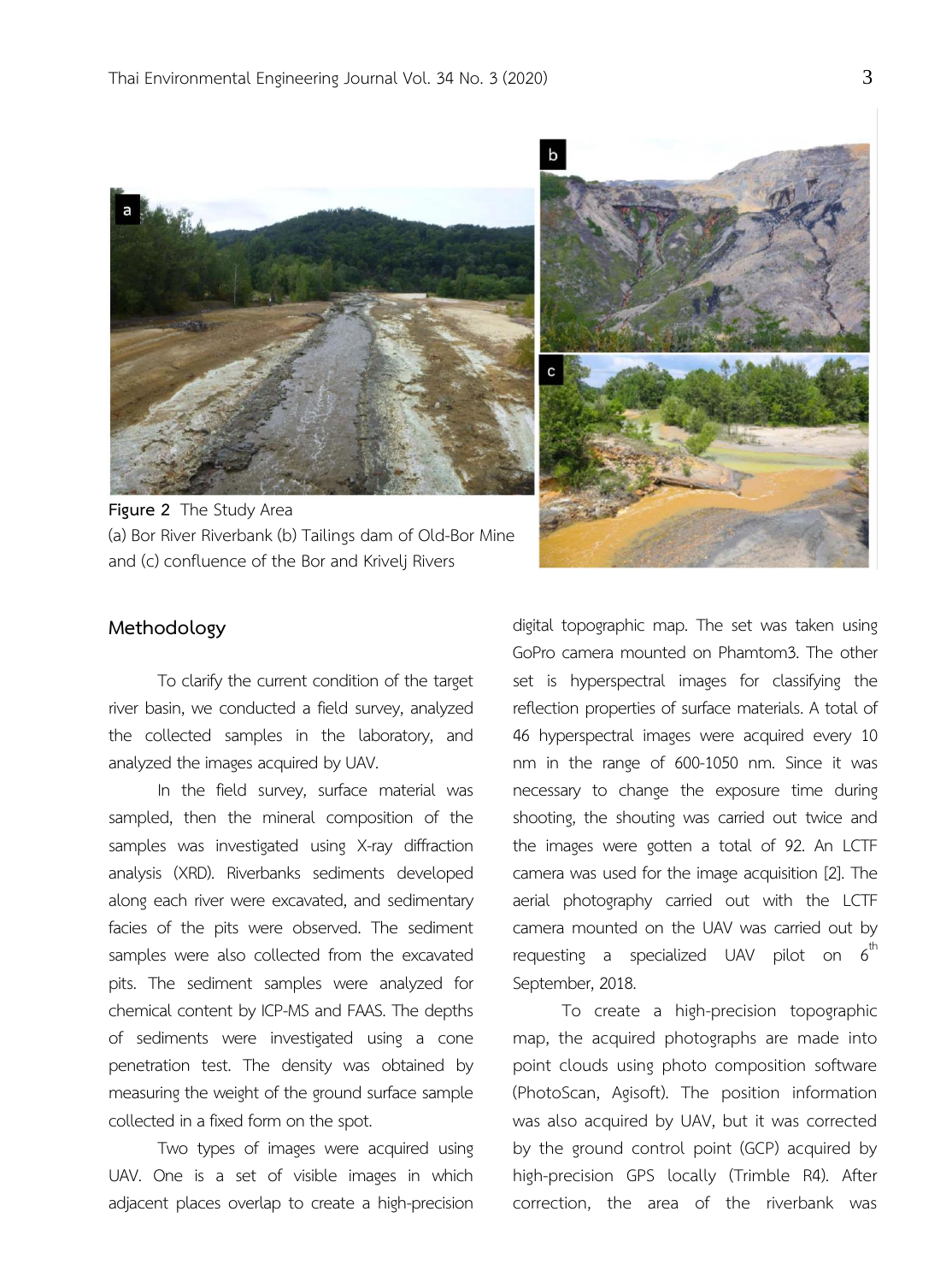Figure 2 The Study Area
(a) Bor River Riverbank (b) Tailings dam of Old-Bor Mine and (c) confluence of the Bor and Krivelj Rivers

## Methodology

To clarify the current condition of the target river basin, we conducted a field survey, analyzed the collected samples in the laboratory, and analyzed the images acquired by UAV.

In the field survey, surface material was sampled, then the mineral composition of the samples was investigated using X-ray diffraction analysis (XRD). Riverbanks sediments developed along each river were excavated, and sedimentary facies of the pits were observed. The sediment samples were also collected from the excavated pits. The sediment samples were analyzed for chemical content by ICP-MS and FAAS. The depths of sediments were investigated using a cone penetration test. The density was obtained by measuring the weight of the ground surface sample collected in a fixed form on the spot.

Two types of images were acquired using UAV. One is a set of visible images in which adjacent places overlap to create a high-precision digital topographic map. The set was taken using GoPro camera mounted on Phamtom3. The other set is hyperspectral images for classifying the reflection properties of surface materials. A total of 46 hyperspectral images were acquired every 10 nm in the range of 600-1050 nm. Since it was necessary to change the exposure time during shooting, the shouting was carried out twice and the images were gotten a total of 92. An LCTF camera was used for the image acquisition [2]. The aerial photography carried out with the LCTF camera mounted on the UAV was carried out by requesting a specialized UAV pilot on 6th September, 2018.

To create a high-precision topographic map, the acquired photographs are made into point clouds using photo composition software (PhotoScan, Agisoft). The position information was also acquired by UAV, but it was corrected by the ground control point (GCP) acquired by high-precision GPS locally (Trimble R4). After correction, the area of the riverbank was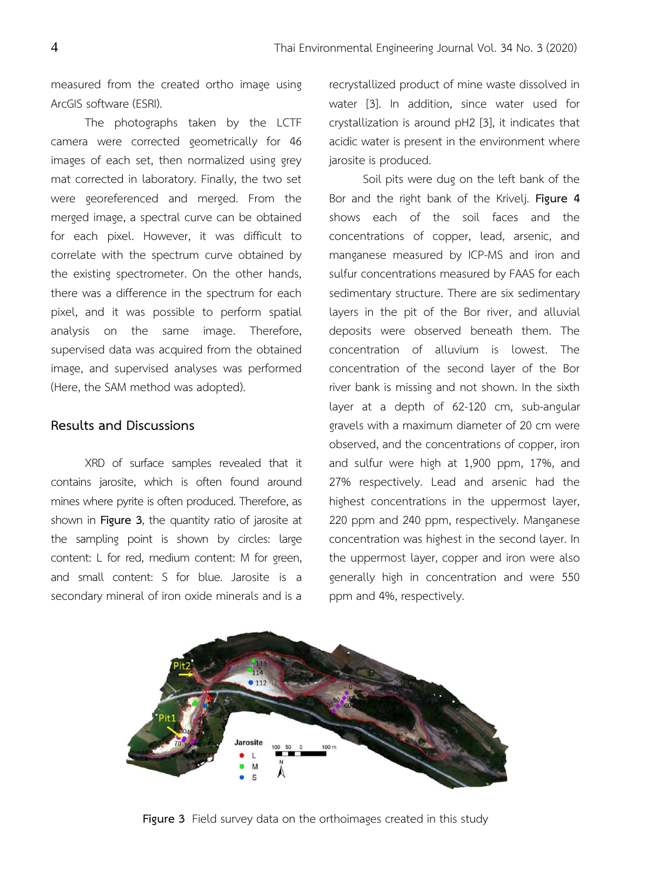measured from the created ortho image using ArcGIS software (ESRI).

The photographs taken by the LCTF camera were corrected geometrically for 46 images of each set, then normalized using grey mat corrected in laboratory. Finally, the two set were georeferenced and merged. From the merged image, a spectral curve can be obtained for each pixel. However, it was difficult to correlate with the spectrum curve obtained by the existing spectrometer. On the other hands, there was a difference in the spectrum for each pixel, and it was possible to perform spatial analysis on the same image. Therefore, supervised data was acquired from the obtained image, and supervised analyses was performed (Here, the SAM method was adopted).

## Results and Discussions

XRD of surface samples revealed that it contains jarosite, which is often found around mines where pyrite is often produced. Therefore, as shown in **Figure 3**, the quantity ratio of jarosite at the sampling point is shown by circles: large content: L for red, medium content: M for green, and small content: S for blue. Jarosite is a secondary mineral of iron oxide minerals and is a recrystallized product of mine waste dissolved in water [3]. In addition, since water used for crystallization is around pH2 [3], it indicates that acidic water is present in the environment where jarosite is produced.

Soil pits were dug on the left bank of the Bor and the right bank of the Krivelj. **Figure 4** shows each of the soil faces and the concentrations of copper, lead, arsenic, and manganese measured by ICP-MS and iron and sulfur concentrations measured by FAAS for each sedimentary structure. There are six sedimentary layers in the pit of the Bor river, and alluvial deposits were observed beneath them. The concentration of alluvium is lowest. The concentration of the second layer of the Bor river bank is missing and not shown. In the sixth layer at a depth of 62-120 cm, sub-angular gravels with a maximum diameter of 20 cm were observed, and the concentrations of copper, iron and sulfur were high at 1,900 ppm, 17%, and 27% respectively. Lead and arsenic had the highest concentrations in the uppermost layer, 220 ppm and 240 ppm, respectively. Manganese concentration was highest in the second layer. In the uppermost layer, copper and iron were also generally high in concentration and were 550 ppm and 4%, respectively.

**Figure 3** Field survey data on the orthoimages created in this study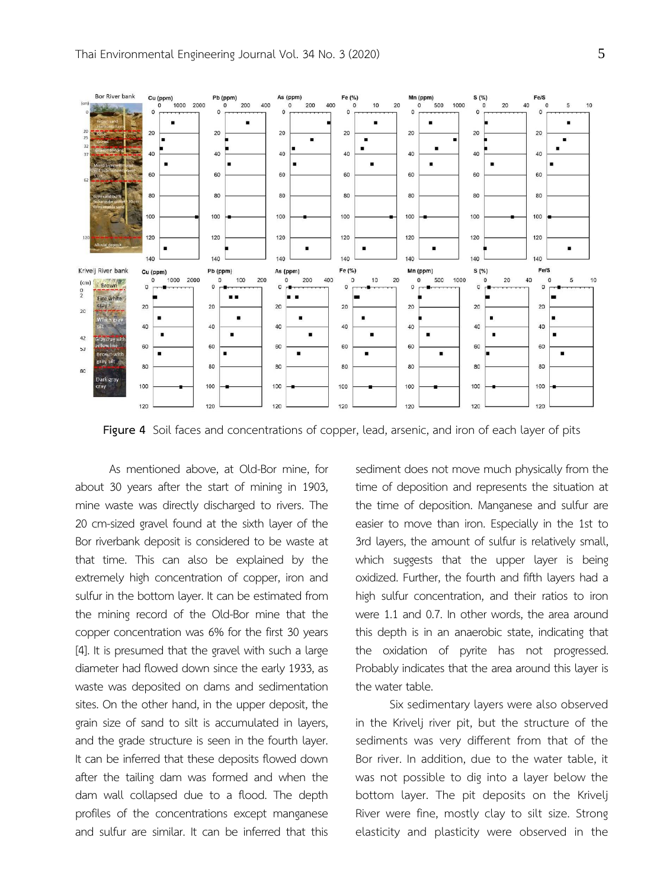Figure 4 Soil faces and concentrations of copper, lead, arsenic, and iron of each layer of pits

As mentioned above, at Old-Bor mine, for about 30 years after the start of mining in 1903, mine waste was directly discharged to rivers. The 20 cm-sized gravel found at the sixth layer of the Bor riverbank deposit is considered to be waste at that time. This can also be explained by the extremely high concentration of copper, iron and sulfur in the bottom layer. It can be estimated from the mining record of the Old-Bor mine that the copper concentration was 6% for the first 30 years [4]. It is presumed that the gravel with such a large diameter had flowed down since the early 1933, as waste was deposited on dams and sedimentation sites. On the other hand, in the upper deposit, the grain size of sand to silt is accumulated in layers, and the grade structure is seen in the fourth layer. It can be inferred that these deposits flowed down after the tailing dam was formed and when the dam wall collapsed due to a flood. The depth profiles of the concentrations except manganese and sulfur are similar. It can be inferred that this sediment does not move much physically from the time of deposition and represents the situation at the time of deposition. Manganese and sulfur are easier to move than iron. Especially in the 1st to 3rd layers, the amount of sulfur is relatively small, which suggests that the upper layer is being oxidized. Further, the fourth and fifth layers had a high sulfur concentration, and their ratios to iron were 1.1 and 0.7. In other words, the area around this depth is in an anaerobic state, indicating that the oxidation of pyrite has not progressed. Probably indicates that the area around this layer is the water table.

Six sedimentary layers were also observed in the Krivelj river pit, but the structure of the sediments was very different from that of the Bor river. In addition, due to the water table, it was not possible to dig into a layer below the bottom layer. The pit deposits on the Krivelj River were fine, mostly clay to silt size. Strong elasticity and plasticity were observed in the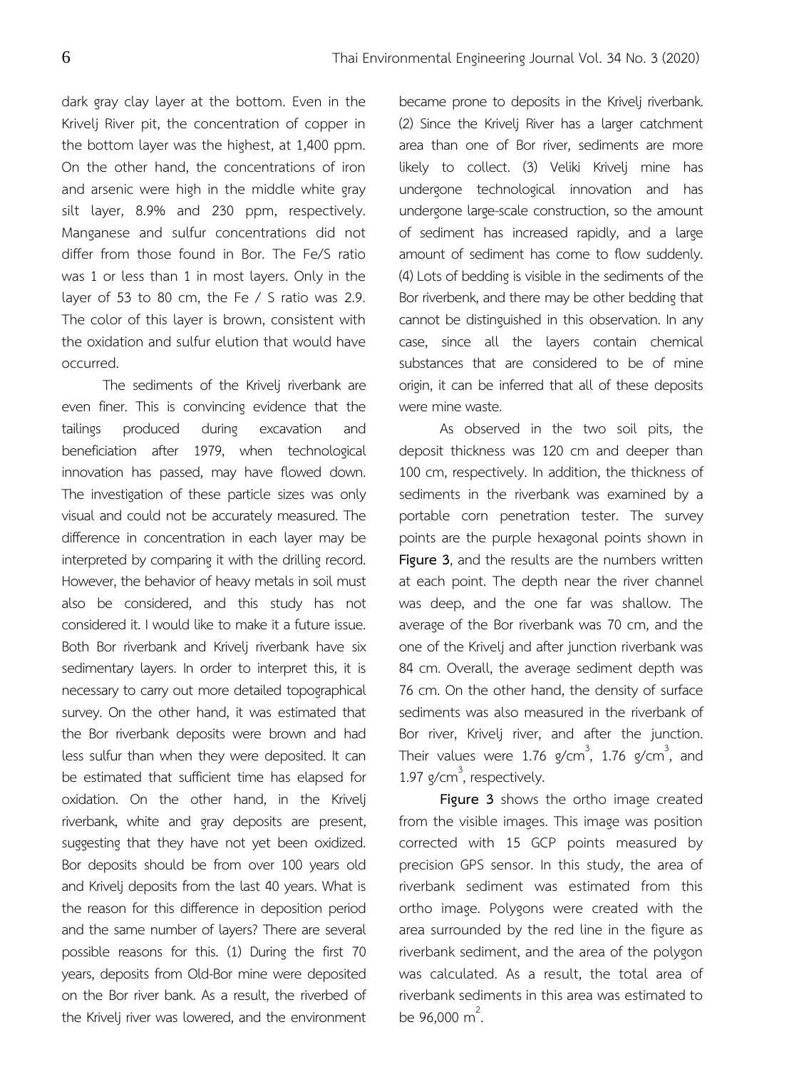dark gray clay layer at the bottom. Even in the Krivelj River pit, the concentration of copper in the bottom layer was the highest, at 1,400 ppm. On the other hand, the concentrations of iron and arsenic were high in the middle white gray silt layer, 8.9% and 230 ppm, respectively. Manganese and sulfur concentrations did not differ from those found in Bor. The Fe/S ratio was 1 or less than 1 in most layers. Only in the layer of 53 to 80 cm, the Fe / S ratio was 2.9. The color of this layer is brown, consistent with the oxidation and sulfur elution that would have occurred.

The sediments of the Krivelj riverbank are even finer. This is convincing evidence that the tailings produced during excavation and beneficiation after 1979, when technological innovation has passed, may have flowed down. The investigation of these particle sizes was only visual and could not be accurately measured. The difference in concentration in each layer may be interpreted by comparing it with the drilling record. However, the behavior of heavy metals in soil must also be considered, and this study has not considered it. I would like to make it a future issue. Both Bor riverbank and Krivelj riverbank have six sedimentary layers. In order to interpret this, it is necessary to carry out more detailed topographical survey. On the other hand, it was estimated that the Bor riverbank deposits were brown and had less sulfur than when they were deposited. It can be estimated that sufficient time has elapsed for oxidation. On the other hand, in the Krivelj riverbank, white and gray deposits are present, suggesting that they have not yet been oxidized. Bor deposits should be from over 100 years old and Krivelj deposits from the last 40 years. What is the reason for this difference in deposition period and the same number of layers? There are several possible reasons for this. (1) During the first 70 years, deposits from Old-Bor mine were deposited on the Bor river bank. As a result, the riverbed of the Krivelj river was lowered, and the environment became prone to deposits in the Krivelj riverbank. (2) Since the Krivelj River has a larger catchment area than one of Bor river, sediments are more likely to collect. (3) Veliki Krivelj mine has undergone technological innovation and has undergone large-scale construction, so the amount of sediment has increased rapidly, and a large amount of sediment has come to flow suddenly. (4) Lots of bedding is visible in the sediments of the Bor riverbenk, and there may be other bedding that cannot be distinguished in this observation. In any case, since all the layers contain chemical substances that are considered to be of mine origin, it can be inferred that all of these deposits were mine waste.

As observed in the two soil pits, the deposit thickness was 120 cm and deeper than 100 cm, respectively. In addition, the thickness of sediments in the riverbank was examined by a portable corn penetration tester. The survey points are the purple hexagonal points shown in **Figure 3**, and the results are the numbers written at each point. The depth near the river channel was deep, and the one far was shallow. The average of the Bor riverbank was 70 cm, and the one of the Krivelj and after junction riverbank was 84 cm. Overall, the average sediment depth was 76 cm. On the other hand, the density of surface sediments was also measured in the riverbank of Bor river, Krivelj river, and after the junction. Their values were 1.76 g/cm$^3$, 1.76 g/cm$^3$, and 1.97 g/cm$^3$, respectively.

**Figure 3** shows the ortho image created from the visible images. This image was position corrected with 15 GCP points measured by precision GPS sensor. In this study, the area of riverbank sediment was estimated from this ortho image. Polygons were created with the area surrounded by the red line in the figure as riverbank sediment, and the area of the polygon was calculated. As a result, the total area of riverbank sediments in this area was estimated to be 96,000 m$^2$.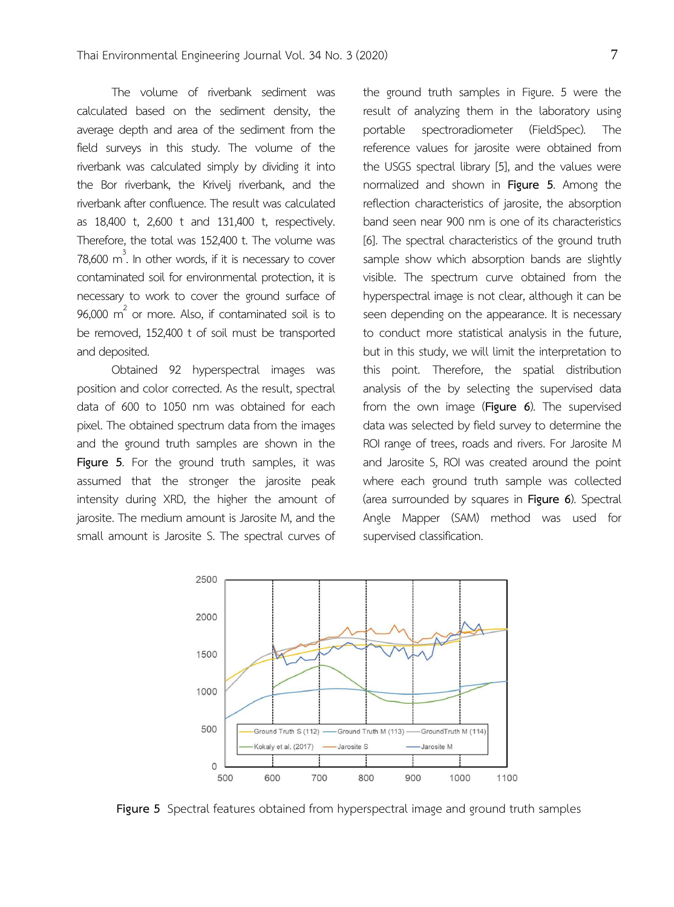The volume of riverbank sediment was calculated based on the sediment density, the average depth and area of the sediment from the field surveys in this study. The volume of the riverbank was calculated simply by dividing it into the Bor riverbank, the Krivelj riverbank, and the riverbank after confluence. The result was calculated as 18,400 t, 2,600 t and 131,400 t, respectively. Therefore, the total was 152,400 t. The volume was 78,600 $m^3$. In other words, if it is necessary to cover contaminated soil for environmental protection, it is necessary to work to cover the ground surface of 96,000 $m^2$ or more. Also, if contaminated soil is to be removed, 152,400 t of soil must be transported and deposited.

Obtained 92 hyperspectral images was position and color corrected. As the result, spectral data of 600 to 1050 nm was obtained for each pixel. The obtained spectrum data from the images and the ground truth samples are shown in the **Figure 5**. For the ground truth samples, it was assumed that the stronger the jarosite peak intensity during XRD, the higher the amount of jarosite. The medium amount is Jarosite M, and the small amount is Jarosite S. The spectral curves of the ground truth samples in Figure. 5 were the result of analyzing them in the laboratory using portable spectroradiometer (FieldSpec). The reference values for jarosite were obtained from the USGS spectral library [5], and the values were normalized and shown in **Figure 5**. Among the reflection characteristics of jarosite, the absorption band seen near 900 nm is one of its characteristics [6]. The spectral characteristics of the ground truth sample show which absorption bands are slightly visible. The spectrum curve obtained from the hyperspectral image is not clear, although it can be seen depending on the appearance. It is necessary to conduct more statistical analysis in the future, but in this study, we will limit the interpretation to this point. Therefore, the spatial distribution analysis of the by selecting the supervised data from the own image (**Figure 6**). The supervised data was selected by field survey to determine the ROI range of trees, roads and rivers. For Jarosite M and Jarosite S, ROI was created around the point where each ground truth sample was collected (area surrounded by squares in **Figure 6**). Spectral Angle Mapper (SAM) method was used for supervised classification.

**Figure 5** Spectral features obtained from hyperspectral image and ground truth samples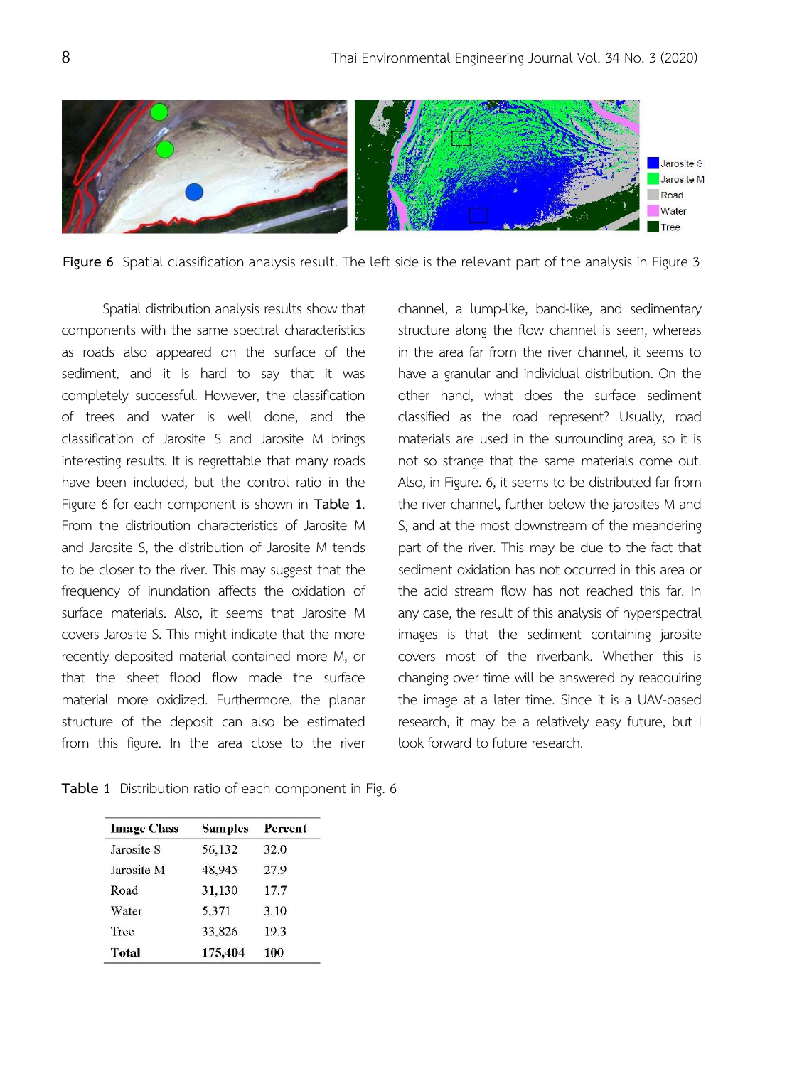**Figure 6** Spatial classification analysis result. The left side is the relevant part of the analysis in Figure 3

Spatial distribution analysis results show that components with the same spectral characteristics as roads also appeared on the surface of the sediment, and it is hard to say that it was completely successful. However, the classification of trees and water is well done, and the classification of Jarosite S and Jarosite M brings interesting results. It is regrettable that many roads have been included, but the control ratio in the Figure 6 for each component is shown in **Table 1**. From the distribution characteristics of Jarosite M and Jarosite S, the distribution of Jarosite M tends to be closer to the river. This may suggest that the frequency of inundation affects the oxidation of surface materials. Also, it seems that Jarosite M covers Jarosite S. This might indicate that the more recently deposited material contained more M, or that the sheet flood flow made the surface material more oxidized. Furthermore, the planar structure of the deposit can also be estimated from this figure. In the area close to the river channel, a lump-like, band-like, and sedimentary structure along the flow channel is seen, whereas in the area far from the river channel, it seems to have a granular and individual distribution. On the other hand, what does the surface sediment classified as the road represent? Usually, road materials are used in the surrounding area, so it is not so strange that the same materials come out. Also, in Figure. 6, it seems to be distributed far from the river channel, further below the jarosites M and S, and at the most downstream of the meandering part of the river. This may be due to the fact that sediment oxidation has not occurred in this area or the acid stream flow has not reached this far. In any case, the result of this analysis of hyperspectral images is that the sediment containing jarosite covers most of the riverbank. Whether this is changing over time will be answered by reacquiring the image at a later time. Since it is a UAV-based research, it may be a relatively easy future, but I look forward to future research.

**Table 1** Distribution ratio of each component in Fig. 6

| Image Class | Samples | Percent |
|---|---|---|
| Jarosite S | 56,132 | 32.0 |
| Jarosite M | 48,945 | 27.9 |
| Road | 31,130 | 17.7 |
| Water | 5,371 | 3.10 |
| Tree | 33,826 | 19.3 |
| **Total** | **175,404** | **100** |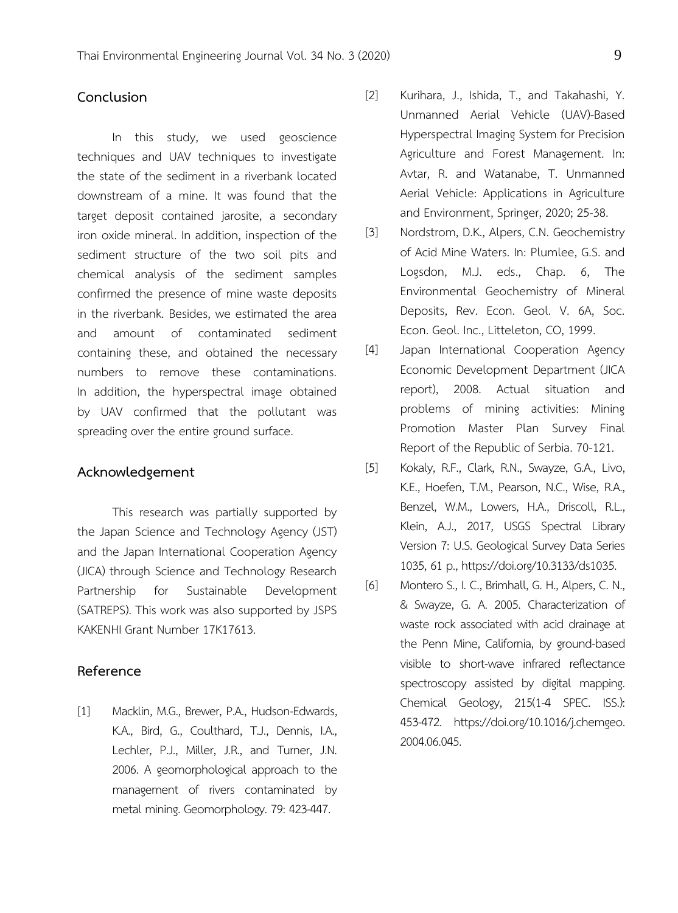## Conclusion

In this study, we used geoscience techniques and UAV techniques to investigate the state of the sediment in a riverbank located downstream of a mine. It was found that the target deposit contained jarosite, a secondary iron oxide mineral. In addition, inspection of the sediment structure of the two soil pits and chemical analysis of the sediment samples confirmed the presence of mine waste deposits in the riverbank. Besides, we estimated the area and amount of contaminated sediment containing these, and obtained the necessary numbers to remove these contaminations. In addition, the hyperspectral image obtained by UAV confirmed that the pollutant was spreading over the entire ground surface.

## Acknowledgement

This research was partially supported by the Japan Science and Technology Agency (JST) and the Japan International Cooperation Agency (JICA) through Science and Technology Research Partnership for Sustainable Development (SATREPS). This work was also supported by JSPS KAKENHI Grant Number 17K17613.

## Reference

[1] Macklin, M.G., Brewer, P.A., Hudson-Edwards, K.A., Bird, G., Coulthard, T.J., Dennis, I.A., Lechler, P.J., Miller, J.R., and Turner, J.N. 2006. A geomorphological approach to the management of rivers contaminated by metal mining. Geomorphology. 79: 423-447.

[2] Kurihara, J., Ishida, T., and Takahashi, Y. Unmanned Aerial Vehicle (UAV)-Based Hyperspectral Imaging System for Precision Agriculture and Forest Management. In: Avtar, R. and Watanabe, T. Unmanned Aerial Vehicle: Applications in Agriculture and Environment, Springer, 2020; 25-38.

[3] Nordstrom, D.K., Alpers, C.N. Geochemistry of Acid Mine Waters. In: Plumlee, G.S. and Logsdon, M.J. eds., Chap. 6, The Environmental Geochemistry of Mineral Deposits, Rev. Econ. Geol. V. 6A, Soc. Econ. Geol. Inc., Litteleton, CO, 1999.

[4] Japan International Cooperation Agency Economic Development Department (JICA report), 2008. Actual situation and problems of mining activities: Mining Promotion Master Plan Survey Final Report of the Republic of Serbia. 70-121.

[5] Kokaly, R.F., Clark, R.N., Swayze, G.A., Livo, K.E., Hoefen, T.M., Pearson, N.C., Wise, R.A., Benzel, W.M., Lowers, H.A., Driscoll, R.L., Klein, A.J., 2017, USGS Spectral Library Version 7: U.S. Geological Survey Data Series 1035, 61 p., https://doi.org/10.3133/ds1035.

[6] Montero S., I. C., Brimhall, G. H., Alpers, C. N., & Swayze, G. A. 2005. Characterization of waste rock associated with acid drainage at the Penn Mine, California, by ground-based visible to short-wave infrared reflectance spectroscopy assisted by digital mapping. Chemical Geology, 215(1-4 SPEC. ISS.): 453-472. https://doi.org/10.1016/j.chemgeo.2004.06.045.